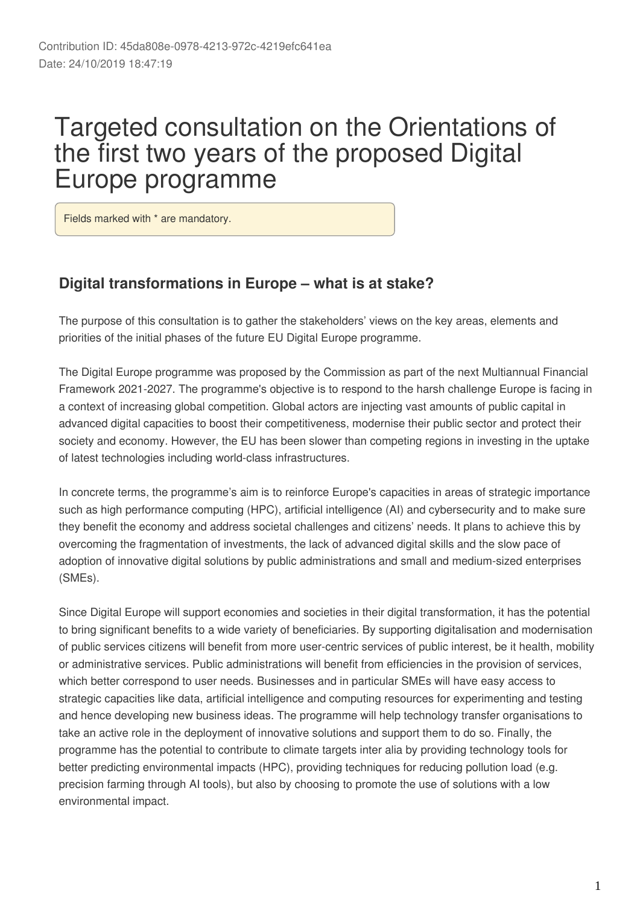Contribution ID: 45da808e-0978-4213-972c-4219efc641ea
Date: 24/10/2019 18:47:19

# Targeted consultation on the Orientations of the first two years of the proposed Digital Europe programme

Fields marked with * are mandatory.

## Digital transformations in Europe – what is at stake?

The purpose of this consultation is to gather the stakeholders' views on the key areas, elements and priorities of the initial phases of the future EU Digital Europe programme.

The Digital Europe programme was proposed by the Commission as part of the next Multiannual Financial Framework 2021-2027. The programme's objective is to respond to the harsh challenge Europe is facing in a context of increasing global competition. Global actors are injecting vast amounts of public capital in advanced digital capacities to boost their competitiveness, modernise their public sector and protect their society and economy. However, the EU has been slower than competing regions in investing in the uptake of latest technologies including world-class infrastructures.

In concrete terms, the programme's aim is to reinforce Europe's capacities in areas of strategic importance such as high performance computing (HPC), artificial intelligence (AI) and cybersecurity and to make sure they benefit the economy and address societal challenges and citizens' needs. It plans to achieve this by overcoming the fragmentation of investments, the lack of advanced digital skills and the slow pace of adoption of innovative digital solutions by public administrations and small and medium-sized enterprises (SMEs).

Since Digital Europe will support economies and societies in their digital transformation, it has the potential to bring significant benefits to a wide variety of beneficiaries. By supporting digitalisation and modernisation of public services citizens will benefit from more user-centric services of public interest, be it health, mobility or administrative services. Public administrations will benefit from efficiencies in the provision of services, which better correspond to user needs. Businesses and in particular SMEs will have easy access to strategic capacities like data, artificial intelligence and computing resources for experimenting and testing and hence developing new business ideas. The programme will help technology transfer organisations to take an active role in the deployment of innovative solutions and support them to do so. Finally, the programme has the potential to contribute to climate targets inter alia by providing technology tools for better predicting environmental impacts (HPC), providing techniques for reducing pollution load (e.g. precision farming through AI tools), but also by choosing to promote the use of solutions with a low environmental impact.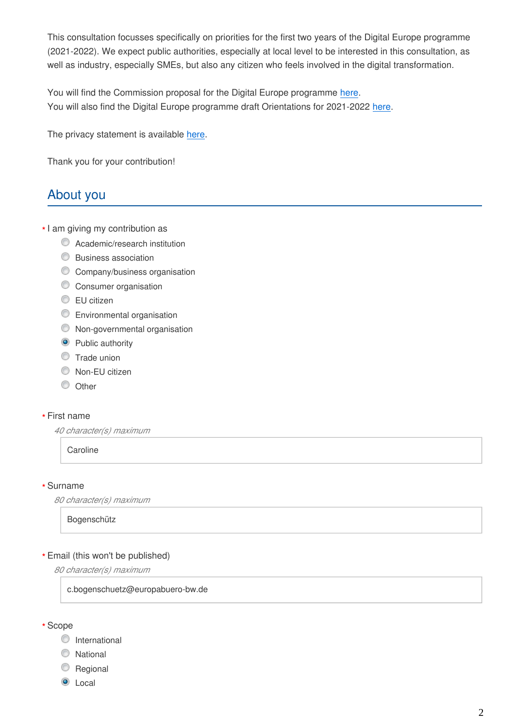This consultation focusses specifically on priorities for the first two years of the Digital Europe programme (2021-2022). We expect public authorities, especially at local level to be interested in this consultation, as well as industry, especially SMEs, but also any citizen who feels involved in the digital transformation.

You will find the Commission proposal for the Digital Europe programme here.
You will also find the Digital Europe programme draft Orientations for 2021-2022 here.

The privacy statement is available here.

Thank you for your contribution!

## About you

\* I am giving my contribution as

- ○ Academic/research institution
- ○ Business association
- ○ Company/business organisation
- ○ Consumer organisation
- ○ EU citizen
- ○ Environmental organisation
- ○ Non-governmental organisation
- ● Public authority
- ○ Trade union
- ○ Non-EU citizen
- ○ Other

\* First name

*40 character(s) maximum*

Caroline

\* Surname

*80 character(s) maximum*

Bogenschütz

\* Email (this won't be published)

*80 character(s) maximum*

c.bogenschuetz@europabuero-bw.de

\* Scope

- ○ International
- ○ National
- ○ Regional
- ● Local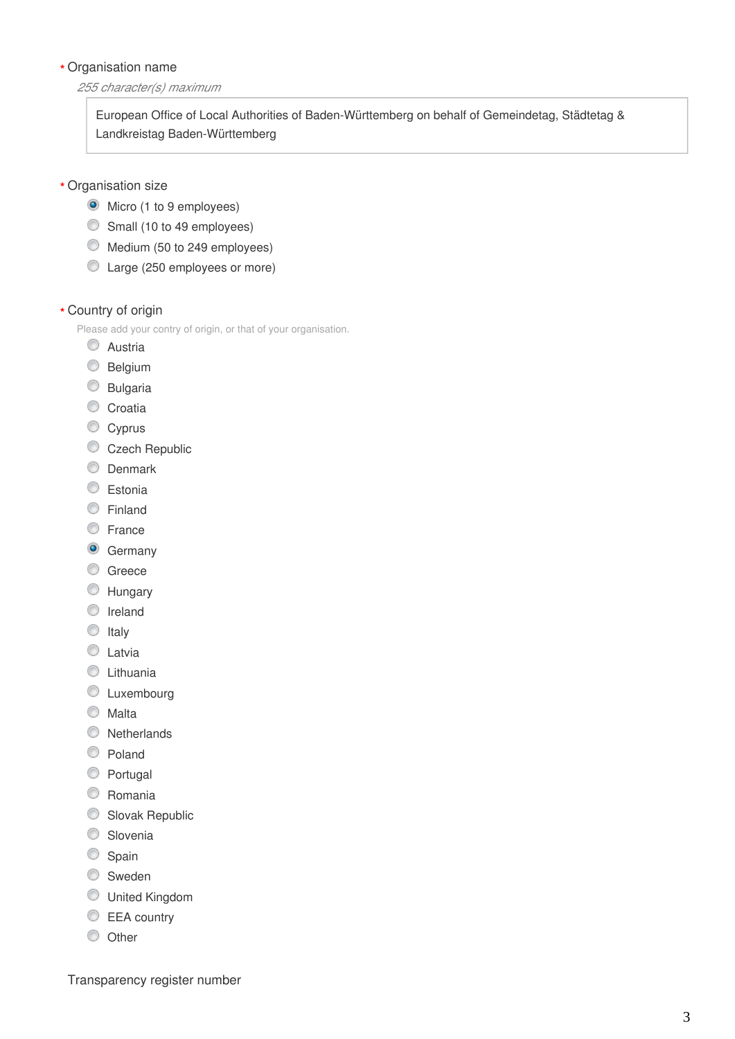\* Organisation name

*255 character(s) maximum*

European Office of Local Authorities of Baden-Württemberg on behalf of Gemeindetag, Städtetag & Landkreistag Baden-Württemberg

\* Organisation size

- (x) Micro (1 to 9 employees)
- ( ) Small (10 to 49 employees)
- ( ) Medium (50 to 249 employees)
- ( ) Large (250 employees or more)

\* Country of origin

Please add your contry of origin, or that of your organisation.

- ( ) Austria
- ( ) Belgium
- ( ) Bulgaria
- ( ) Croatia
- ( ) Cyprus
- ( ) Czech Republic
- ( ) Denmark
- ( ) Estonia
- ( ) Finland
- ( ) France
- (x) Germany
- ( ) Greece
- ( ) Hungary
- ( ) Ireland
- ( ) Italy
- ( ) Latvia
- ( ) Lithuania
- ( ) Luxembourg
- ( ) Malta
- ( ) Netherlands
- ( ) Poland
- ( ) Portugal
- ( ) Romania
- ( ) Slovak Republic
- ( ) Slovenia
- ( ) Spain
- ( ) Sweden
- ( ) United Kingdom
- ( ) EEA country
- ( ) Other

Transparency register number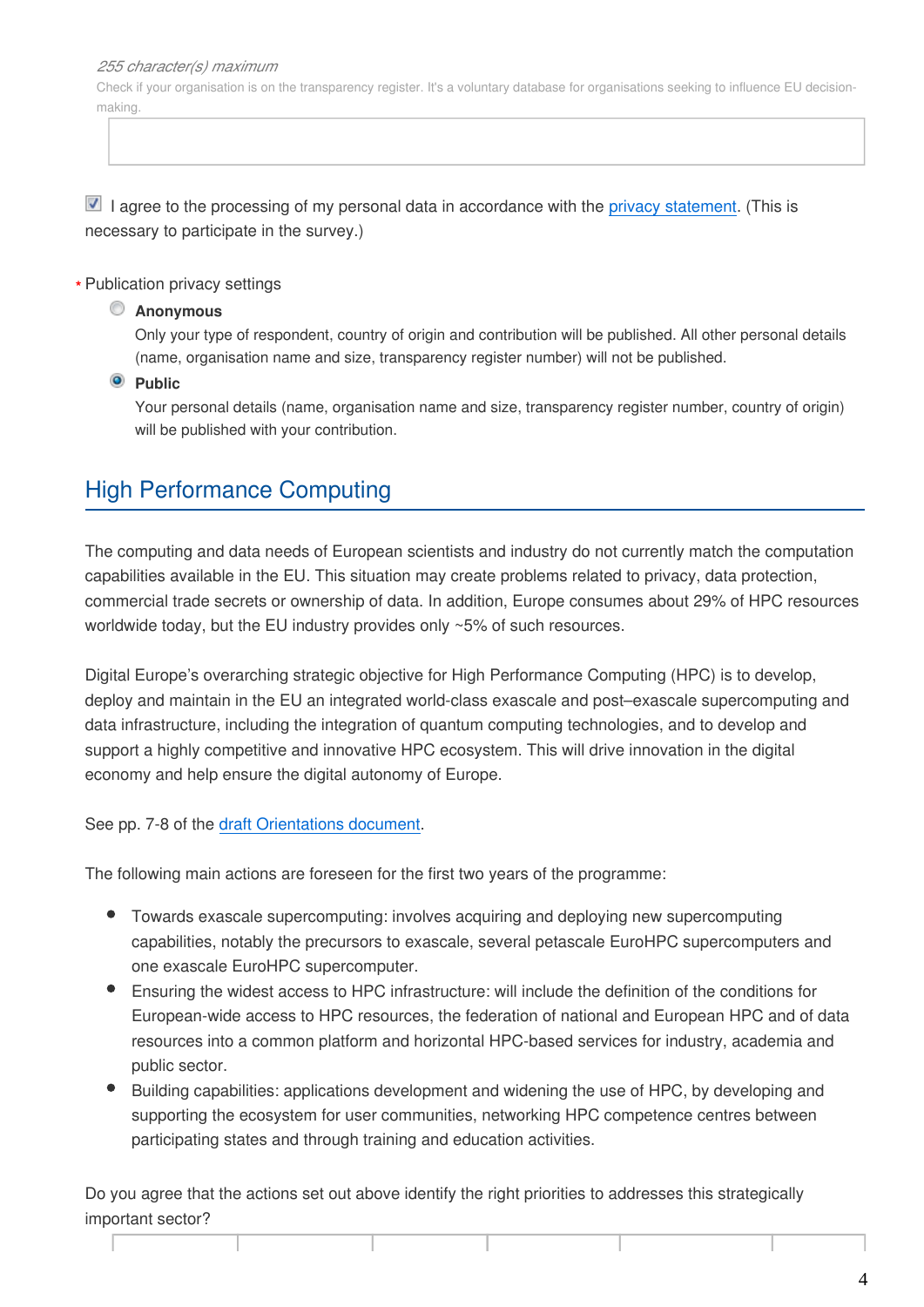*255 character(s) maximum*

Check if your organisation is on the transparency register. It's a voluntary database for organisations seeking to influence EU decision-making.

☑ I agree to the processing of my personal data in accordance with the privacy statement. (This is necessary to participate in the survey.)

\* Publication privacy settings

- ○ **Anonymous**
  Only your type of respondent, country of origin and contribution will be published. All other personal details (name, organisation name and size, transparency register number) will not be published.
- ● **Public**
  Your personal details (name, organisation name and size, transparency register number, country of origin) will be published with your contribution.

## High Performance Computing

The computing and data needs of European scientists and industry do not currently match the computation capabilities available in the EU. This situation may create problems related to privacy, data protection, commercial trade secrets or ownership of data. In addition, Europe consumes about 29% of HPC resources worldwide today, but the EU industry provides only ~5% of such resources.

Digital Europe's overarching strategic objective for High Performance Computing (HPC) is to develop, deploy and maintain in the EU an integrated world-class exascale and post–exascale supercomputing and data infrastructure, including the integration of quantum computing technologies, and to develop and support a highly competitive and innovative HPC ecosystem. This will drive innovation in the digital economy and help ensure the digital autonomy of Europe.

See pp. 7-8 of the draft Orientations document.

The following main actions are foreseen for the first two years of the programme:

- Towards exascale supercomputing: involves acquiring and deploying new supercomputing capabilities, notably the precursors to exascale, several petascale EuroHPC supercomputers and one exascale EuroHPC supercomputer.
- Ensuring the widest access to HPC infrastructure: will include the definition of the conditions for European-wide access to HPC resources, the federation of national and European HPC and of data resources into a common platform and horizontal HPC-based services for industry, academia and public sector.
- Building capabilities: applications development and widening the use of HPC, by developing and supporting the ecosystem for user communities, networking HPC competence centres between participating states and through training and education activities.

Do you agree that the actions set out above identify the right priorities to addresses this strategically important sector?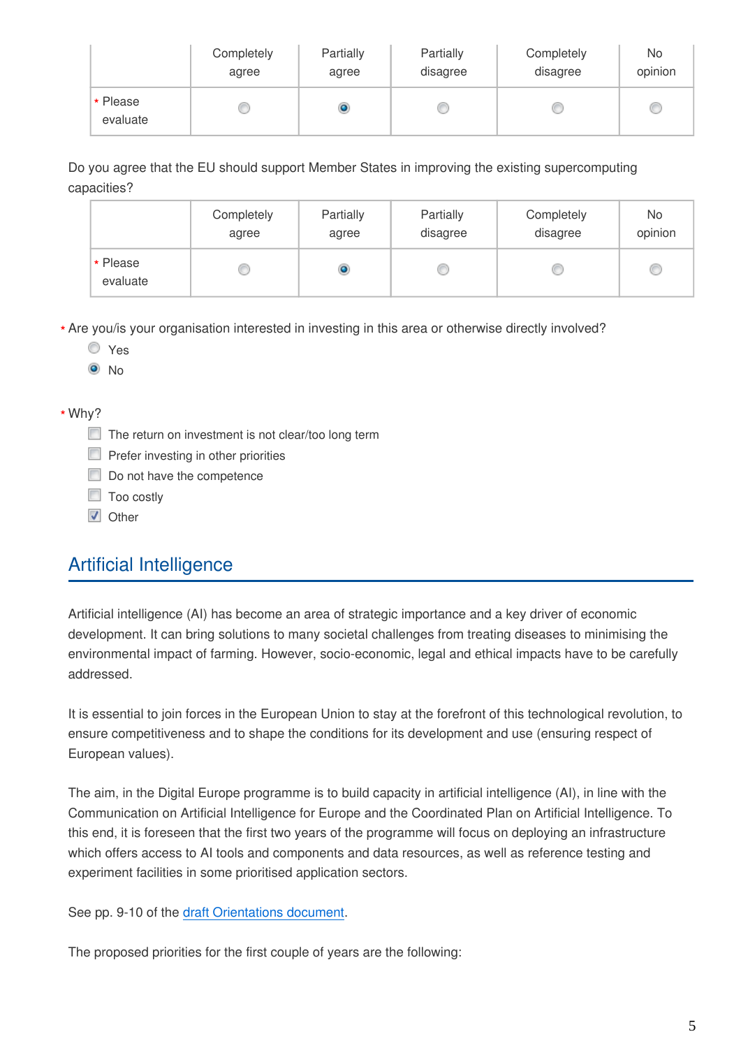|  | Completely agree | Partially agree | Partially disagree | Completely disagree | No opinion |
|---|---|---|---|---|---|
| * Please evaluate | ○ | ◉ | ○ | ○ | ○ |

Do you agree that the EU should support Member States in improving the existing supercomputing capacities?

|  | Completely agree | Partially agree | Partially disagree | Completely disagree | No opinion |
|---|---|---|---|---|---|
| * Please evaluate | ○ | ◉ | ○ | ○ | ○ |

* Are you/is your organisation interested in investing in this area or otherwise directly involved?

- ○ Yes
- ◉ No

* Why?

- [ ] The return on investment is not clear/too long term
- [ ] Prefer investing in other priorities
- [ ] Do not have the competence
- [ ] Too costly
- [x] Other

## Artificial Intelligence

Artificial intelligence (AI) has become an area of strategic importance and a key driver of economic development. It can bring solutions to many societal challenges from treating diseases to minimising the environmental impact of farming. However, socio-economic, legal and ethical impacts have to be carefully addressed.

It is essential to join forces in the European Union to stay at the forefront of this technological revolution, to ensure competitiveness and to shape the conditions for its development and use (ensuring respect of European values).

The aim, in the Digital Europe programme is to build capacity in artificial intelligence (AI), in line with the Communication on Artificial Intelligence for Europe and the Coordinated Plan on Artificial Intelligence. To this end, it is foreseen that the first two years of the programme will focus on deploying an infrastructure which offers access to AI tools and components and data resources, as well as reference testing and experiment facilities in some prioritised application sectors.

See pp. 9-10 of the draft Orientations document.

The proposed priorities for the first couple of years are the following: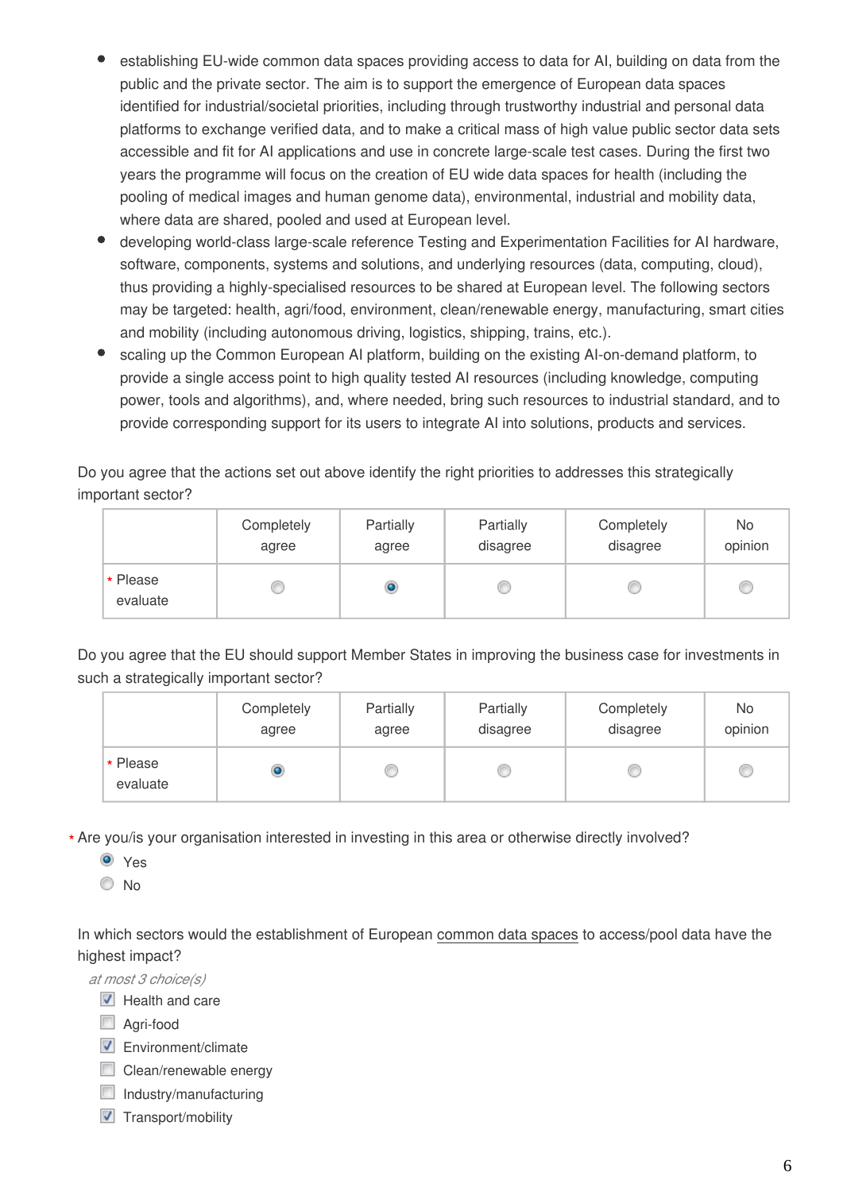- establishing EU-wide common data spaces providing access to data for AI, building on data from the public and the private sector. The aim is to support the emergence of European data spaces identified for industrial/societal priorities, including through trustworthy industrial and personal data platforms to exchange verified data, and to make a critical mass of high value public sector data sets accessible and fit for AI applications and use in concrete large-scale test cases. During the first two years the programme will focus on the creation of EU wide data spaces for health (including the pooling of medical images and human genome data), environmental, industrial and mobility data, where data are shared, pooled and used at European level.
- developing world-class large-scale reference Testing and Experimentation Facilities for AI hardware, software, components, systems and solutions, and underlying resources (data, computing, cloud), thus providing a highly-specialised resources to be shared at European level. The following sectors may be targeted: health, agri/food, environment, clean/renewable energy, manufacturing, smart cities and mobility (including autonomous driving, logistics, shipping, trains, etc.).
- scaling up the Common European AI platform, building on the existing AI-on-demand platform, to provide a single access point to high quality tested AI resources (including knowledge, computing power, tools and algorithms), and, where needed, bring such resources to industrial standard, and to provide corresponding support for its users to integrate AI into solutions, products and services.

Do you agree that the actions set out above identify the right priorities to addresses this strategically important sector?

| | Completely agree | Partially agree | Partially disagree | Completely disagree | No opinion |
|---|---|---|---|---|---|
| * Please evaluate | ○ | ◉ | ○ | ○ | ○ |

Do you agree that the EU should support Member States in improving the business case for investments in such a strategically important sector?

| | Completely agree | Partially agree | Partially disagree | Completely disagree | No opinion |
|---|---|---|---|---|---|
| * Please evaluate | ◉ | ○ | ○ | ○ | ○ |

* Are you/is your organisation interested in investing in this area or otherwise directly involved?

◉ Yes
○ No

In which sectors would the establishment of European common data spaces to access/pool data have the highest impact?

*at most 3 choice(s)*

- [x] Health and care
- [ ] Agri-food
- [x] Environment/climate
- [ ] Clean/renewable energy
- [ ] Industry/manufacturing
- [x] Transport/mobility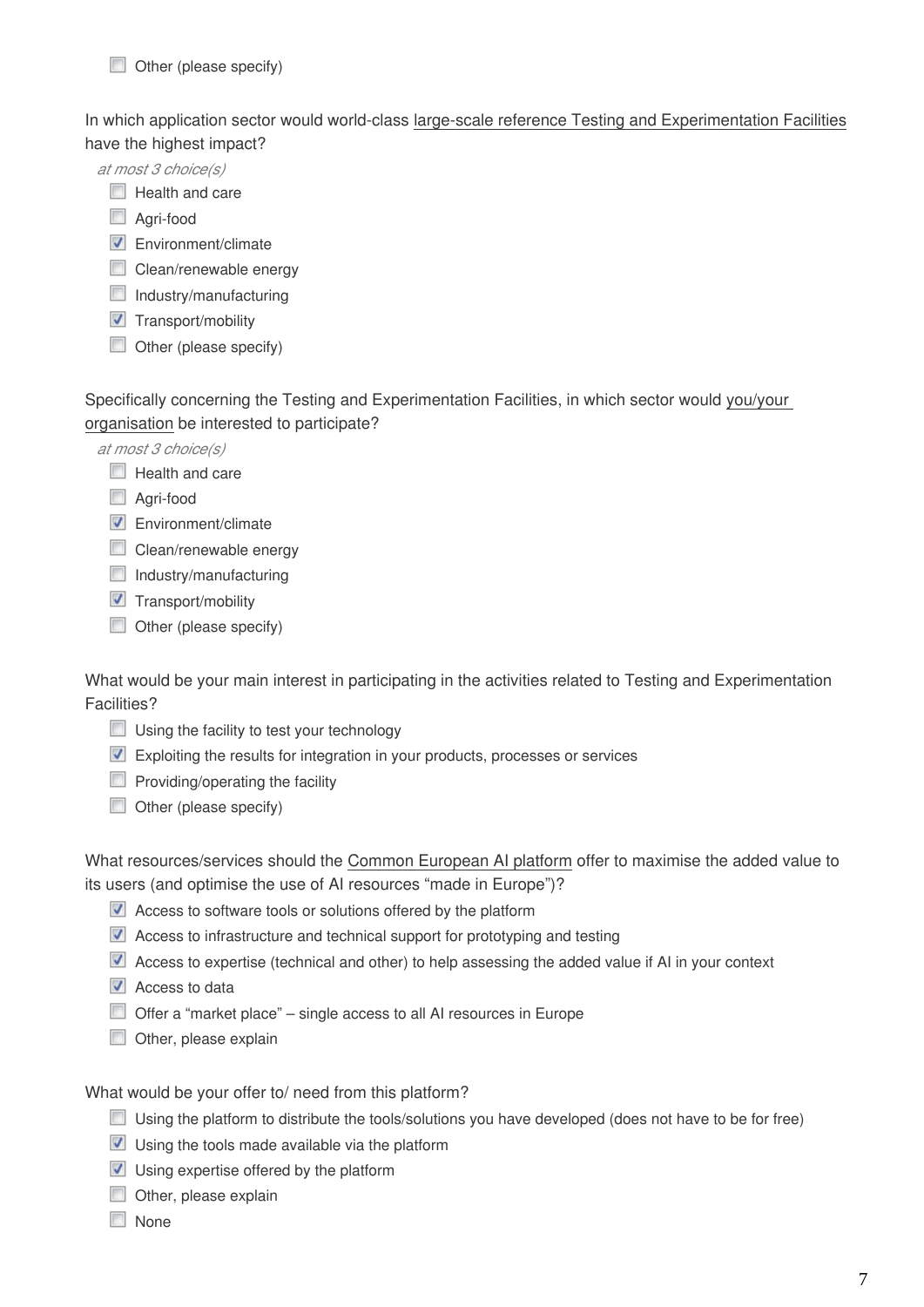- [ ] Other (please specify)

In which application sector would world-class large-scale reference Testing and Experimentation Facilities have the highest impact?

*at most 3 choice(s)*

- [ ] Health and care
- [ ] Agri-food
- [x] Environment/climate
- [ ] Clean/renewable energy
- [ ] Industry/manufacturing
- [x] Transport/mobility
- [ ] Other (please specify)

Specifically concerning the Testing and Experimentation Facilities, in which sector would you/your organisation be interested to participate?

*at most 3 choice(s)*

- [ ] Health and care
- [ ] Agri-food
- [x] Environment/climate
- [ ] Clean/renewable energy
- [ ] Industry/manufacturing
- [x] Transport/mobility
- [ ] Other (please specify)

What would be your main interest in participating in the activities related to Testing and Experimentation Facilities?

- [ ] Using the facility to test your technology
- [x] Exploiting the results for integration in your products, processes or services
- [ ] Providing/operating the facility
- [ ] Other (please specify)

What resources/services should the Common European AI platform offer to maximise the added value to its users (and optimise the use of AI resources "made in Europe")?

- [x] Access to software tools or solutions offered by the platform
- [x] Access to infrastructure and technical support for prototyping and testing
- [x] Access to expertise (technical and other) to help assessing the added value if AI in your context
- [x] Access to data
- [ ] Offer a "market place" – single access to all AI resources in Europe
- [ ] Other, please explain

What would be your offer to/ need from this platform?

- [ ] Using the platform to distribute the tools/solutions you have developed (does not have to be for free)
- [x] Using the tools made available via the platform
- [x] Using expertise offered by the platform
- [ ] Other, please explain
- [ ] None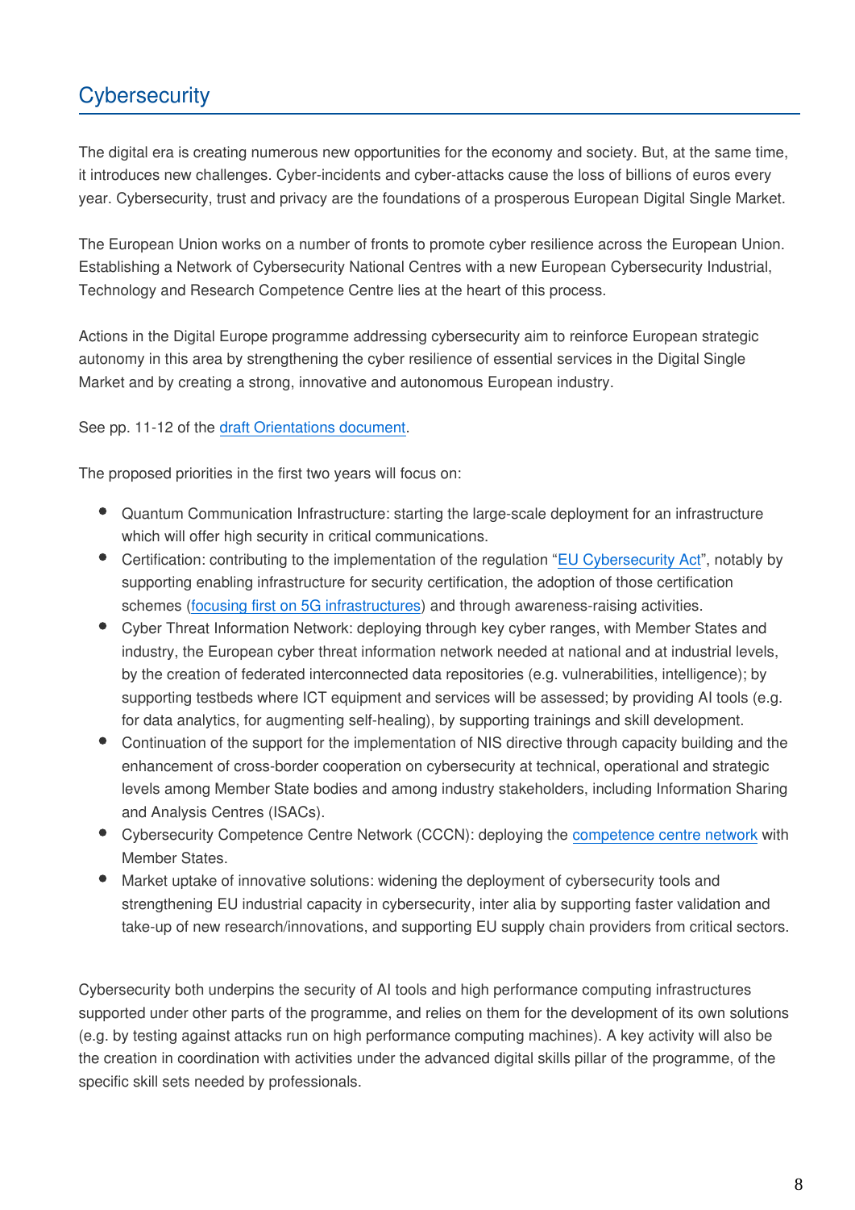## Cybersecurity

The digital era is creating numerous new opportunities for the economy and society. But, at the same time, it introduces new challenges. Cyber-incidents and cyber-attacks cause the loss of billions of euros every year. Cybersecurity, trust and privacy are the foundations of a prosperous European Digital Single Market.

The European Union works on a number of fronts to promote cyber resilience across the European Union. Establishing a Network of Cybersecurity National Centres with a new European Cybersecurity Industrial, Technology and Research Competence Centre lies at the heart of this process.

Actions in the Digital Europe programme addressing cybersecurity aim to reinforce European strategic autonomy in this area by strengthening the cyber resilience of essential services in the Digital Single Market and by creating a strong, innovative and autonomous European industry.

See pp. 11-12 of the draft Orientations document.

The proposed priorities in the first two years will focus on:

- Quantum Communication Infrastructure: starting the large-scale deployment for an infrastructure which will offer high security in critical communications.
- Certification: contributing to the implementation of the regulation "EU Cybersecurity Act", notably by supporting enabling infrastructure for security certification, the adoption of those certification schemes (focusing first on 5G infrastructures) and through awareness-raising activities.
- Cyber Threat Information Network: deploying through key cyber ranges, with Member States and industry, the European cyber threat information network needed at national and at industrial levels, by the creation of federated interconnected data repositories (e.g. vulnerabilities, intelligence); by supporting testbeds where ICT equipment and services will be assessed; by providing AI tools (e.g. for data analytics, for augmenting self-healing), by supporting trainings and skill development.
- Continuation of the support for the implementation of NIS directive through capacity building and the enhancement of cross-border cooperation on cybersecurity at technical, operational and strategic levels among Member State bodies and among industry stakeholders, including Information Sharing and Analysis Centres (ISACs).
- Cybersecurity Competence Centre Network (CCCN): deploying the competence centre network with Member States.
- Market uptake of innovative solutions: widening the deployment of cybersecurity tools and strengthening EU industrial capacity in cybersecurity, inter alia by supporting faster validation and take-up of new research/innovations, and supporting EU supply chain providers from critical sectors.

Cybersecurity both underpins the security of AI tools and high performance computing infrastructures supported under other parts of the programme, and relies on them for the development of its own solutions (e.g. by testing against attacks run on high performance computing machines). A key activity will also be the creation in coordination with activities under the advanced digital skills pillar of the programme, of the specific skill sets needed by professionals.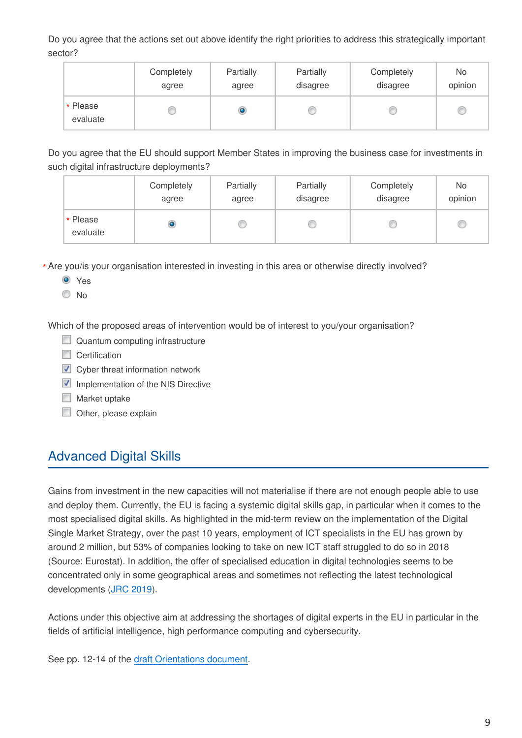Do you agree that the actions set out above identify the right priorities to address this strategically important sector?

| | Completely agree | Partially agree | Partially disagree | Completely disagree | No opinion |
|---|---|---|---|---|---|
| * Please evaluate | ○ | ◉ | ○ | ○ | ○ |

Do you agree that the EU should support Member States in improving the business case for investments in such digital infrastructure deployments?

| | Completely agree | Partially agree | Partially disagree | Completely disagree | No opinion |
|---|---|---|---|---|---|
| * Please evaluate | ◉ | ○ | ○ | ○ | ○ |

* Are you/is your organisation interested in investing in this area or otherwise directly involved?

- ◉ Yes
- ○ No

Which of the proposed areas of intervention would be of interest to you/your organisation?

- [ ] Quantum computing infrastructure
- [ ] Certification
- [x] Cyber threat information network
- [x] Implementation of the NIS Directive
- [ ] Market uptake
- [ ] Other, please explain

## Advanced Digital Skills

Gains from investment in the new capacities will not materialise if there are not enough people able to use and deploy them. Currently, the EU is facing a systemic digital skills gap, in particular when it comes to the most specialised digital skills. As highlighted in the mid-term review on the implementation of the Digital Single Market Strategy, over the past 10 years, employment of ICT specialists in the EU has grown by around 2 million, but 53% of companies looking to take on new ICT staff struggled to do so in 2018 (Source: Eurostat). In addition, the offer of specialised education in digital technologies seems to be concentrated only in some geographical areas and sometimes not reflecting the latest technological developments (JRC 2019).

Actions under this objective aim at addressing the shortages of digital experts in the EU in particular in the fields of artificial intelligence, high performance computing and cybersecurity.

See pp. 12-14 of the draft Orientations document.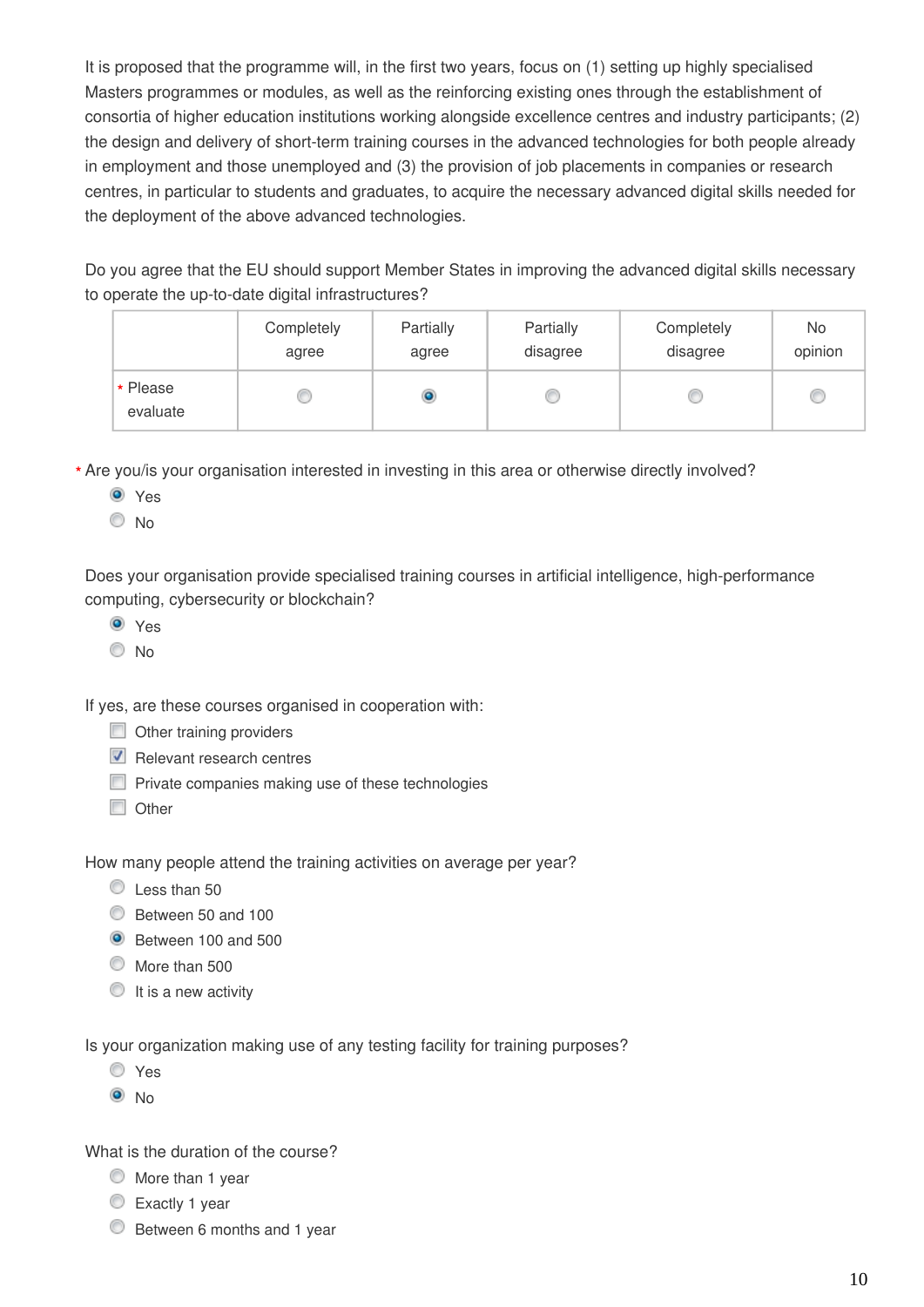It is proposed that the programme will, in the first two years, focus on (1) setting up highly specialised Masters programmes or modules, as well as the reinforcing existing ones through the establishment of consortia of higher education institutions working alongside excellence centres and industry participants; (2) the design and delivery of short-term training courses in the advanced technologies for both people already in employment and those unemployed and (3) the provision of job placements in companies or research centres, in particular to students and graduates, to acquire the necessary advanced digital skills needed for the deployment of the above advanced technologies.

Do you agree that the EU should support Member States in improving the advanced digital skills necessary to operate the up-to-date digital infrastructures?

| | Completely agree | Partially agree | Partially disagree | Completely disagree | No opinion |
|---|---|---|---|---|---|
| * Please evaluate | ○ | ◉ | ○ | ○ | ○ |

\* Are you/is your organisation interested in investing in this area or otherwise directly involved?

- ◉ Yes
- ○ No

Does your organisation provide specialised training courses in artificial intelligence, high-performance computing, cybersecurity or blockchain?

- ◉ Yes
- ○ No

If yes, are these courses organised in cooperation with:

- ☐ Other training providers
- ☑ Relevant research centres
- ☐ Private companies making use of these technologies
- ☐ Other

How many people attend the training activities on average per year?

- ○ Less than 50
- ○ Between 50 and 100
- ◉ Between 100 and 500
- ○ More than 500
- ○ It is a new activity

Is your organization making use of any testing facility for training purposes?

- ○ Yes
- ◉ No

What is the duration of the course?

- ○ More than 1 year
- ○ Exactly 1 year
- ○ Between 6 months and 1 year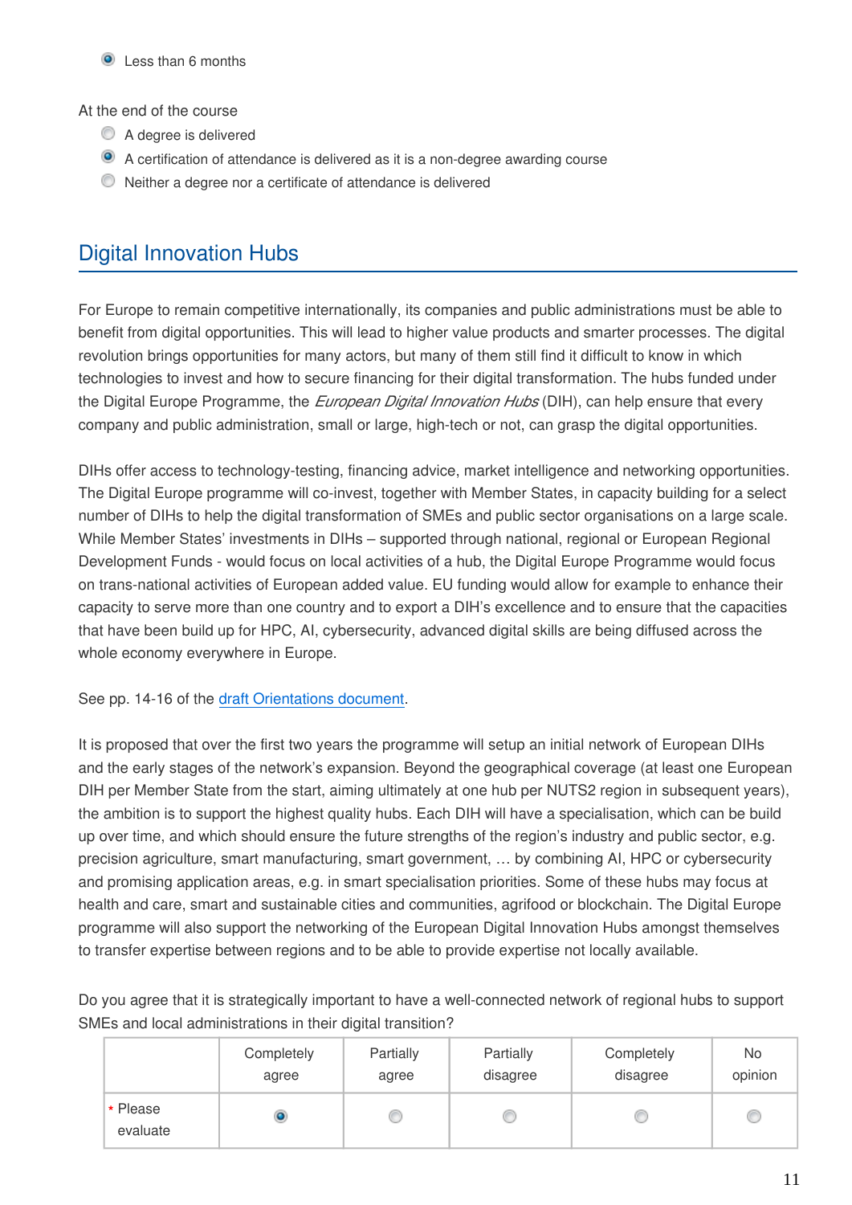- [x] Less than 6 months

At the end of the course

- [ ] A degree is delivered
- [x] A certification of attendance is delivered as it is a non-degree awarding course
- [ ] Neither a degree nor a certificate of attendance is delivered

## Digital Innovation Hubs

For Europe to remain competitive internationally, its companies and public administrations must be able to benefit from digital opportunities. This will lead to higher value products and smarter processes. The digital revolution brings opportunities for many actors, but many of them still find it difficult to know in which technologies to invest and how to secure financing for their digital transformation. The hubs funded under the Digital Europe Programme, the *European Digital Innovation Hubs* (DIH), can help ensure that every company and public administration, small or large, high-tech or not, can grasp the digital opportunities.

DIHs offer access to technology-testing, financing advice, market intelligence and networking opportunities. The Digital Europe programme will co-invest, together with Member States, in capacity building for a select number of DIHs to help the digital transformation of SMEs and public sector organisations on a large scale. While Member States' investments in DIHs – supported through national, regional or European Regional Development Funds - would focus on local activities of a hub, the Digital Europe Programme would focus on trans-national activities of European added value. EU funding would allow for example to enhance their capacity to serve more than one country and to export a DIH's excellence and to ensure that the capacities that have been build up for HPC, AI, cybersecurity, advanced digital skills are being diffused across the whole economy everywhere in Europe.

See pp. 14-16 of the draft Orientations document.

It is proposed that over the first two years the programme will setup an initial network of European DIHs and the early stages of the network's expansion. Beyond the geographical coverage (at least one European DIH per Member State from the start, aiming ultimately at one hub per NUTS2 region in subsequent years), the ambition is to support the highest quality hubs. Each DIH will have a specialisation, which can be build up over time, and which should ensure the future strengths of the region's industry and public sector, e.g. precision agriculture, smart manufacturing, smart government, … by combining AI, HPC or cybersecurity and promising application areas, e.g. in smart specialisation priorities. Some of these hubs may focus at health and care, smart and sustainable cities and communities, agrifood or blockchain. The Digital Europe programme will also support the networking of the European Digital Innovation Hubs amongst themselves to transfer expertise between regions and to be able to provide expertise not locally available.

Do you agree that it is strategically important to have a well-connected network of regional hubs to support SMEs and local administrations in their digital transition?

| | Completely agree | Partially agree | Partially disagree | Completely disagree | No opinion |
|---|---|---|---|---|---|
| * Please evaluate | ◉ | ○ | ○ | ○ | ○ |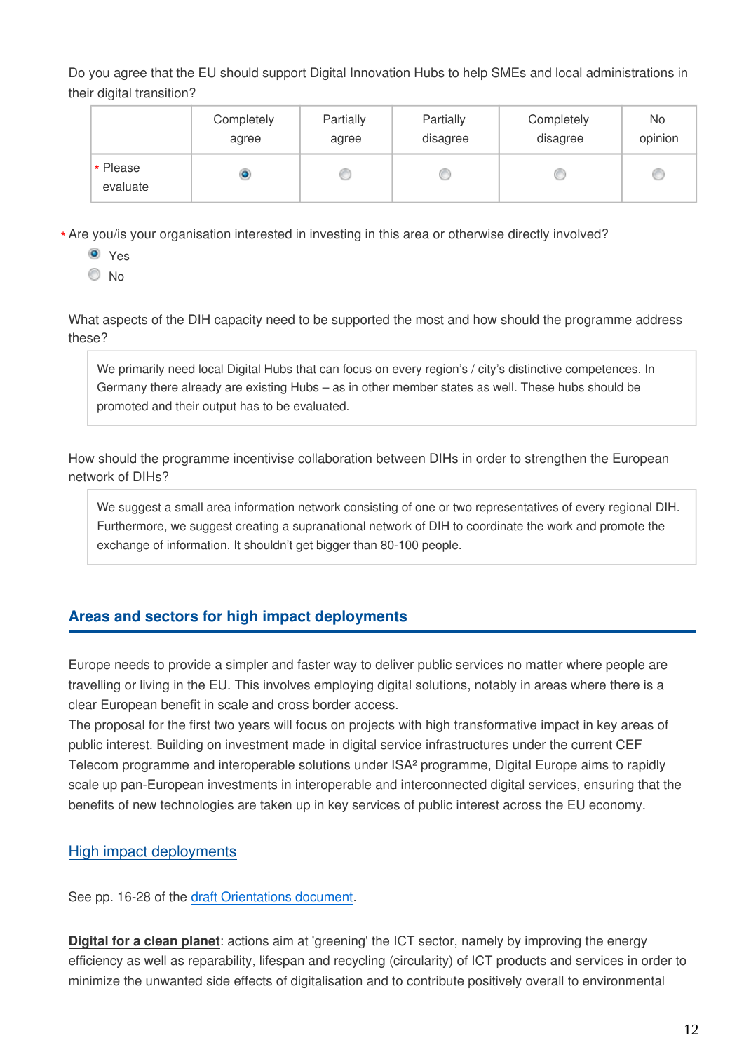Do you agree that the EU should support Digital Innovation Hubs to help SMEs and local administrations in their digital transition?

| | Completely agree | Partially agree | Partially disagree | Completely disagree | No opinion |
|---|---|---|---|---|---|
| * Please evaluate | ◉ | ○ | ○ | ○ | ○ |

\* Are you/is your organisation interested in investing in this area or otherwise directly involved?

- ◉ Yes
- ○ No

What aspects of the DIH capacity need to be supported the most and how should the programme address these?

> We primarily need local Digital Hubs that can focus on every region's / city's distinctive competences. In Germany there already are existing Hubs – as in other member states as well. These hubs should be promoted and their output has to be evaluated.

How should the programme incentivise collaboration between DIHs in order to strengthen the European network of DIHs?

> We suggest a small area information network consisting of one or two representatives of every regional DIH. Furthermore, we suggest creating a supranational network of DIH to coordinate the work and promote the exchange of information. It shouldn't get bigger than 80-100 people.

## Areas and sectors for high impact deployments

Europe needs to provide a simpler and faster way to deliver public services no matter where people are travelling or living in the EU. This involves employing digital solutions, notably in areas where there is a clear European benefit in scale and cross border access.
The proposal for the first two years will focus on projects with high transformative impact in key areas of public interest. Building on investment made in digital service infrastructures under the current CEF Telecom programme and interoperable solutions under ISA² programme, Digital Europe aims to rapidly scale up pan-European investments in interoperable and interconnected digital services, ensuring that the benefits of new technologies are taken up in key services of public interest across the EU economy.

### High impact deployments

See pp. 16-28 of the draft Orientations document.

**Digital for a clean planet**: actions aim at 'greening' the ICT sector, namely by improving the energy efficiency as well as reparability, lifespan and recycling (circularity) of ICT products and services in order to minimize the unwanted side effects of digitalisation and to contribute positively overall to environmental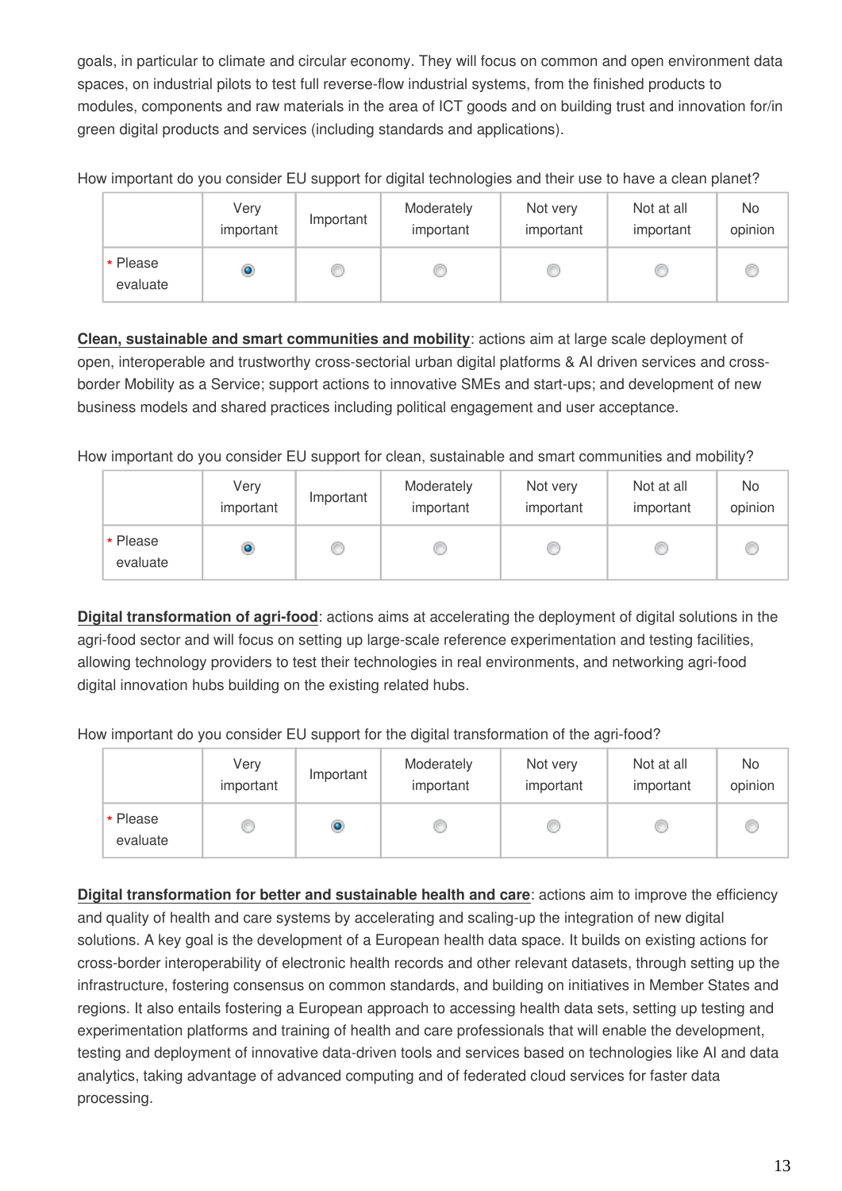goals, in particular to climate and circular economy. They will focus on common and open environment data spaces, on industrial pilots to test full reverse-flow industrial systems, from the finished products to modules, components and raw materials in the area of ICT goods and on building trust and innovation for/in green digital products and services (including standards and applications).

How important do you consider EU support for digital technologies and their use to have a clean planet?

| | Very important | Important | Moderately important | Not very important | Not at all important | No opinion |
|---|---|---|---|---|---|---|
| * Please evaluate | ◉ | ○ | ○ | ○ | ○ | ○ |

**Clean, sustainable and smart communities and mobility**: actions aim at large scale deployment of open, interoperable and trustworthy cross-sectorial urban digital platforms & AI driven services and cross-border Mobility as a Service; support actions to innovative SMEs and start-ups; and development of new business models and shared practices including political engagement and user acceptance.

How important do you consider EU support for clean, sustainable and smart communities and mobility?

| | Very important | Important | Moderately important | Not very important | Not at all important | No opinion |
|---|---|---|---|---|---|---|
| * Please evaluate | ◉ | ○ | ○ | ○ | ○ | ○ |

**Digital transformation of agri-food**: actions aims at accelerating the deployment of digital solutions in the agri-food sector and will focus on setting up large-scale reference experimentation and testing facilities, allowing technology providers to test their technologies in real environments, and networking agri-food digital innovation hubs building on the existing related hubs.

How important do you consider EU support for the digital transformation of the agri-food?

| | Very important | Important | Moderately important | Not very important | Not at all important | No opinion |
|---|---|---|---|---|---|---|
| * Please evaluate | ○ | ◉ | ○ | ○ | ○ | ○ |

**Digital transformation for better and sustainable health and care**: actions aim to improve the efficiency and quality of health and care systems by accelerating and scaling-up the integration of new digital solutions. A key goal is the development of a European health data space. It builds on existing actions for cross-border interoperability of electronic health records and other relevant datasets, through setting up the infrastructure, fostering consensus on common standards, and building on initiatives in Member States and regions. It also entails fostering a European approach to accessing health data sets, setting up testing and experimentation platforms and training of health and care professionals that will enable the development, testing and deployment of innovative data-driven tools and services based on technologies like AI and data analytics, taking advantage of advanced computing and of federated cloud services for faster data processing.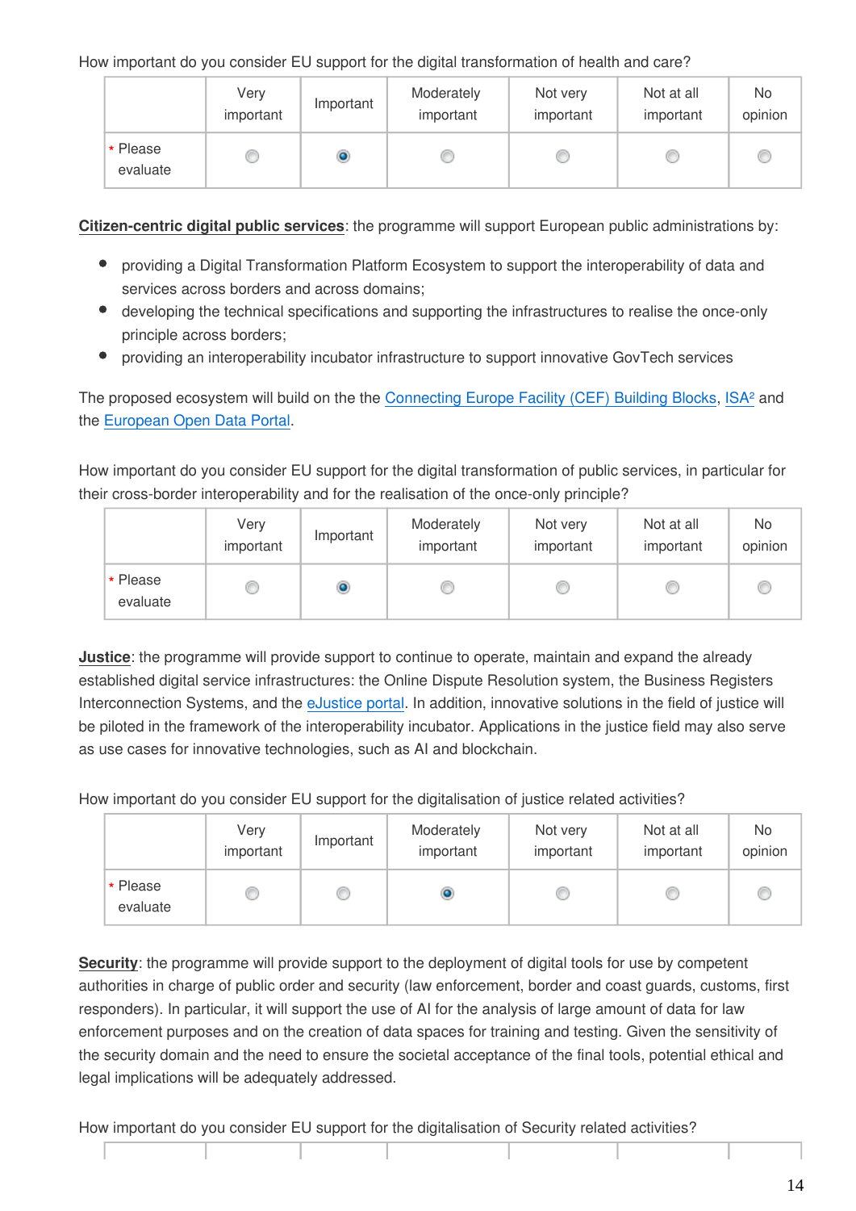How important do you consider EU support for the digital transformation of health and care?

| | Very important | Important | Moderately important | Not very important | Not at all important | No opinion |
|---|---|---|---|---|---|---|
| * Please evaluate | ○ | ◉ | ○ | ○ | ○ | ○ |

**Citizen-centric digital public services**: the programme will support European public administrations by:

- providing a Digital Transformation Platform Ecosystem to support the interoperability of data and services across borders and across domains;
- developing the technical specifications and supporting the infrastructures to realise the once-only principle across borders;
- providing an interoperability incubator infrastructure to support innovative GovTech services

The proposed ecosystem will build on the the Connecting Europe Facility (CEF) Building Blocks, ISA² and the European Open Data Portal.

How important do you consider EU support for the digital transformation of public services, in particular for their cross-border interoperability and for the realisation of the once-only principle?

| | Very important | Important | Moderately important | Not very important | Not at all important | No opinion |
|---|---|---|---|---|---|---|
| * Please evaluate | ○ | ◉ | ○ | ○ | ○ | ○ |

**Justice**: the programme will provide support to continue to operate, maintain and expand the already established digital service infrastructures: the Online Dispute Resolution system, the Business Registers Interconnection Systems, and the eJustice portal. In addition, innovative solutions in the field of justice will be piloted in the framework of the interoperability incubator. Applications in the justice field may also serve as use cases for innovative technologies, such as AI and blockchain.

How important do you consider EU support for the digitalisation of justice related activities?

| | Very important | Important | Moderately important | Not very important | Not at all important | No opinion |
|---|---|---|---|---|---|---|
| * Please evaluate | ○ | ○ | ◉ | ○ | ○ | ○ |

**Security**: the programme will provide support to the deployment of digital tools for use by competent authorities in charge of public order and security (law enforcement, border and coast guards, customs, first responders). In particular, it will support the use of AI for the analysis of large amount of data for law enforcement purposes and on the creation of data spaces for training and testing. Given the sensitivity of the security domain and the need to ensure the societal acceptance of the final tools, potential ethical and legal implications will be adequately addressed.

How important do you consider EU support for the digitalisation of Security related activities?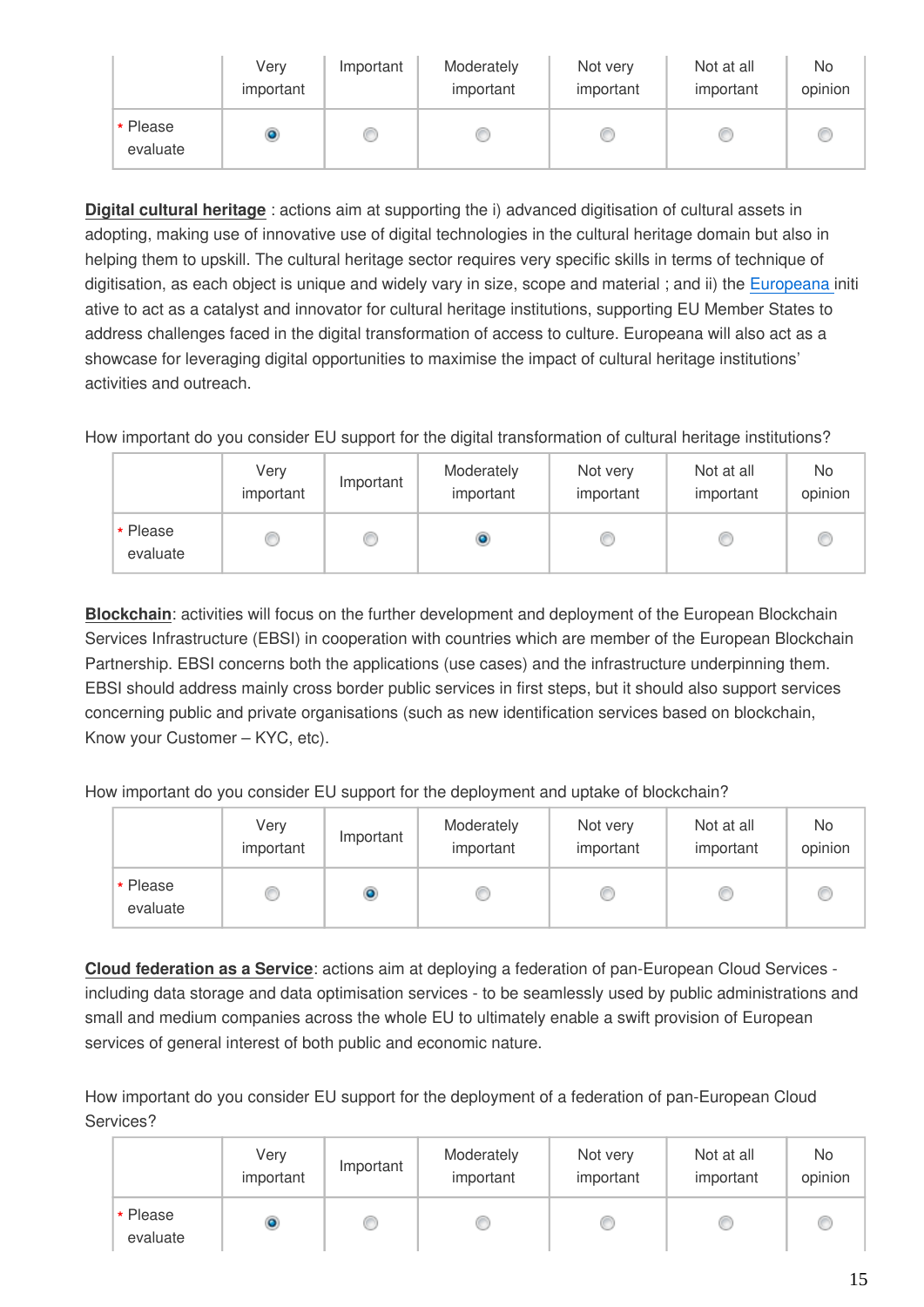|  | Very important | Important | Moderately important | Not very important | Not at all important | No opinion |
|---|---|---|---|---|---|---|
| * Please evaluate | ◉ | ○ | ○ | ○ | ○ | ○ |

**Digital cultural heritage** : actions aim at supporting the i) advanced digitisation of cultural assets in adopting, making use of innovative use of digital technologies in the cultural heritage domain but also in helping them to upskill. The cultural heritage sector requires very specific skills in terms of technique of digitisation, as each object is unique and widely vary in size, scope and material ; and ii) the Europeana initiative to act as a catalyst and innovator for cultural heritage institutions, supporting EU Member States to address challenges faced in the digital transformation of access to culture. Europeana will also act as a showcase for leveraging digital opportunities to maximise the impact of cultural heritage institutions' activities and outreach.

How important do you consider EU support for the digital transformation of cultural heritage institutions?

|  | Very important | Important | Moderately important | Not very important | Not at all important | No opinion |
|---|---|---|---|---|---|---|
| * Please evaluate | ○ | ○ | ◉ | ○ | ○ | ○ |

**Blockchain**: activities will focus on the further development and deployment of the European Blockchain Services Infrastructure (EBSI) in cooperation with countries which are member of the European Blockchain Partnership. EBSI concerns both the applications (use cases) and the infrastructure underpinning them. EBSI should address mainly cross border public services in first steps, but it should also support services concerning public and private organisations (such as new identification services based on blockchain, Know your Customer – KYC, etc).

How important do you consider EU support for the deployment and uptake of blockchain?

|  | Very important | Important | Moderately important | Not very important | Not at all important | No opinion |
|---|---|---|---|---|---|---|
| * Please evaluate | ○ | ◉ | ○ | ○ | ○ | ○ |

**Cloud federation as a Service**: actions aim at deploying a federation of pan-European Cloud Services - including data storage and data optimisation services - to be seamlessly used by public administrations and small and medium companies across the whole EU to ultimately enable a swift provision of European services of general interest of both public and economic nature.

How important do you consider EU support for the deployment of a federation of pan-European Cloud Services?

|  | Very important | Important | Moderately important | Not very important | Not at all important | No opinion |
|---|---|---|---|---|---|---|
| * Please evaluate | ◉ | ○ | ○ | ○ | ○ | ○ |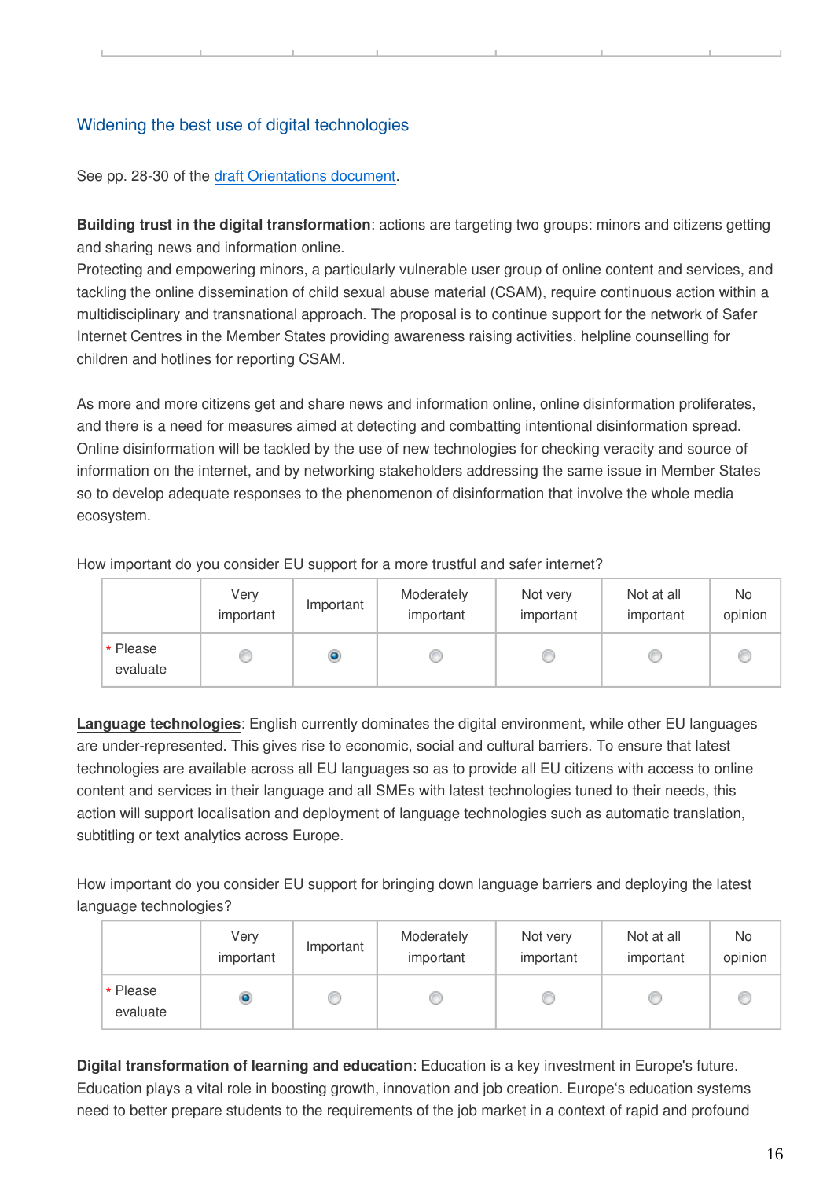## Widening the best use of digital technologies

See pp. 28-30 of the draft Orientations document.

**Building trust in the digital transformation**: actions are targeting two groups: minors and citizens getting and sharing news and information online.
Protecting and empowering minors, a particularly vulnerable user group of online content and services, and tackling the online dissemination of child sexual abuse material (CSAM), require continuous action within a multidisciplinary and transnational approach. The proposal is to continue support for the network of Safer Internet Centres in the Member States providing awareness raising activities, helpline counselling for children and hotlines for reporting CSAM.

As more and more citizens get and share news and information online, online disinformation proliferates, and there is a need for measures aimed at detecting and combatting intentional disinformation spread. Online disinformation will be tackled by the use of new technologies for checking veracity and source of information on the internet, and by networking stakeholders addressing the same issue in Member States so to develop adequate responses to the phenomenon of disinformation that involve the whole media ecosystem.

How important do you consider EU support for a more trustful and safer internet?

| | Very important | Important | Moderately important | Not very important | Not at all important | No opinion |
|---|---|---|---|---|---|---|
| * Please evaluate | ○ | ● | ○ | ○ | ○ | ○ |

**Language technologies**: English currently dominates the digital environment, while other EU languages are under-represented. This gives rise to economic, social and cultural barriers. To ensure that latest technologies are available across all EU languages so as to provide all EU citizens with access to online content and services in their language and all SMEs with latest technologies tuned to their needs, this action will support localisation and deployment of language technologies such as automatic translation, subtitling or text analytics across Europe.

How important do you consider EU support for bringing down language barriers and deploying the latest language technologies?

| | Very important | Important | Moderately important | Not very important | Not at all important | No opinion |
|---|---|---|---|---|---|---|
| * Please evaluate | ● | ○ | ○ | ○ | ○ | ○ |

**Digital transformation of learning and education**: Education is a key investment in Europe's future. Education plays a vital role in boosting growth, innovation and job creation. Europe's education systems need to better prepare students to the requirements of the job market in a context of rapid and profound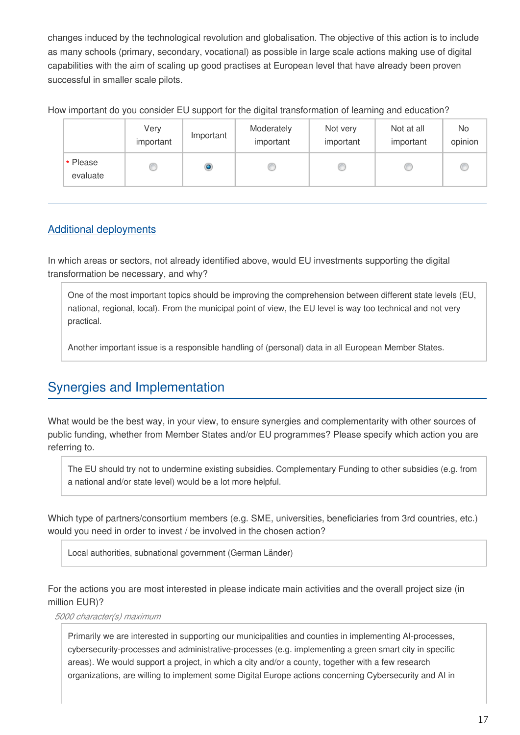changes induced by the technological revolution and globalisation. The objective of this action is to include as many schools (primary, secondary, vocational) as possible in large scale actions making use of digital capabilities with the aim of scaling up good practises at European level that have already been proven successful in smaller scale pilots.

How important do you consider EU support for the digital transformation of learning and education?

| | Very important | Important | Moderately important | Not very important | Not at all important | No opinion |
|---|---|---|---|---|---|---|
| * Please evaluate | | X | | | | |

## Additional deployments

In which areas or sectors, not already identified above, would EU investments supporting the digital transformation be necessary, and why?

> One of the most important topics should be improving the comprehension between different state levels (EU, national, regional, local). From the municipal point of view, the EU level is way too technical and not very practical.
>
> Another important issue is a responsible handling of (personal) data in all European Member States.

## Synergies and Implementation

What would be the best way, in your view, to ensure synergies and complementarity with other sources of public funding, whether from Member States and/or EU programmes? Please specify which action you are referring to.

> The EU should try not to undermine existing subsidies. Complementary Funding to other subsidies (e.g. from a national and/or state level) would be a lot more helpful.

Which type of partners/consortium members (e.g. SME, universities, beneficiaries from 3rd countries, etc.) would you need in order to invest / be involved in the chosen action?

> Local authorities, subnational government (German Länder)

For the actions you are most interested in please indicate main activities and the overall project size (in million EUR)?

*5000 character(s) maximum*

> Primarily we are interested in supporting our municipalities and counties in implementing AI-processes, cybersecurity-processes and administrative-processes (e.g. implementing a green smart city in specific areas). We would support a project, in which a city and/or a county, together with a few research organizations, are willing to implement some Digital Europe actions concerning Cybersecurity and AI in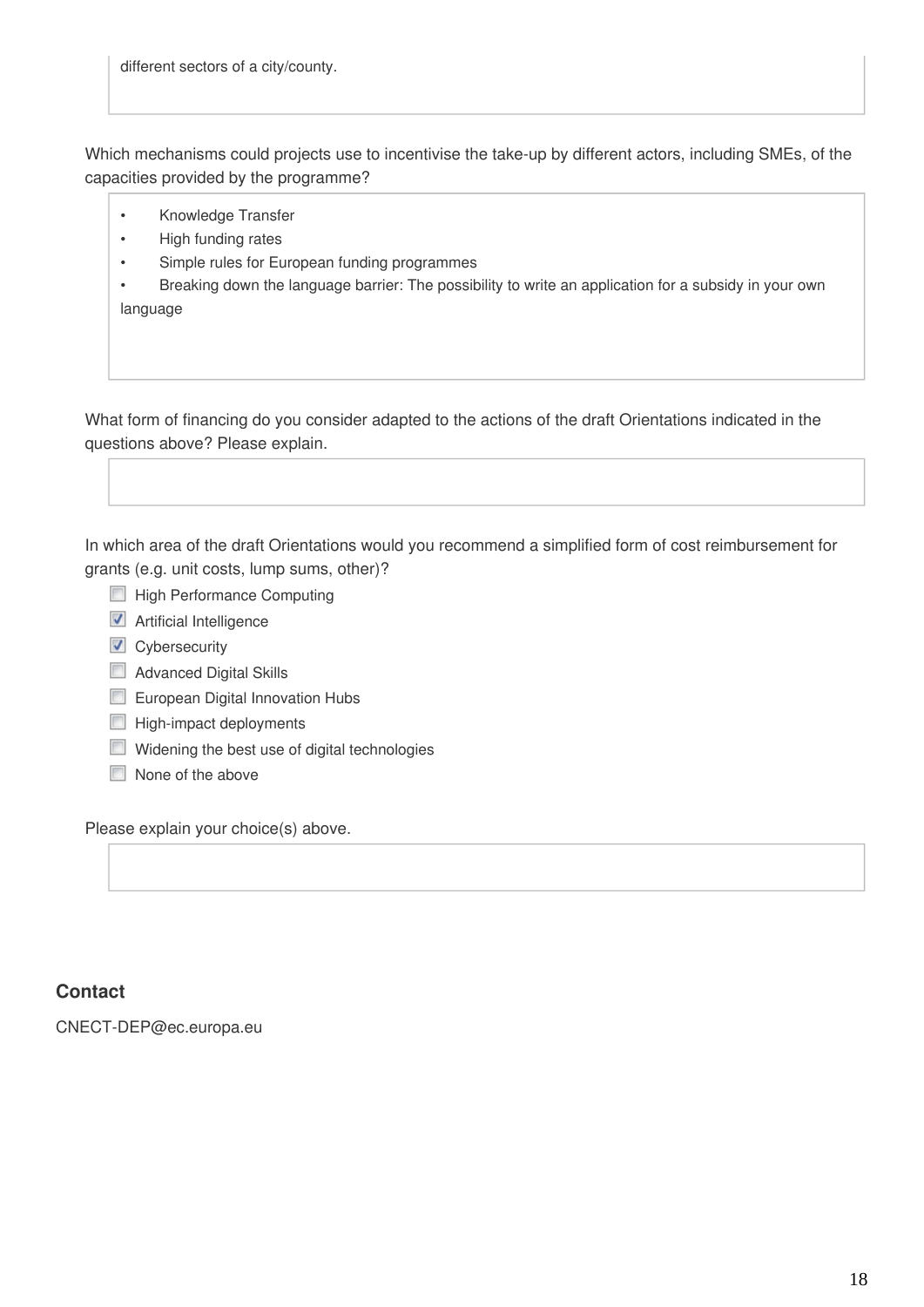different sectors of a city/county.

Which mechanisms could projects use to incentivise the take-up by different actors, including SMEs, of the capacities provided by the programme?

- Knowledge Transfer
- High funding rates
- Simple rules for European funding programmes
- Breaking down the language barrier: The possibility to write an application for a subsidy in your own language

What form of financing do you consider adapted to the actions of the draft Orientations indicated in the questions above? Please explain.

In which area of the draft Orientations would you recommend a simplified form of cost reimbursement for grants (e.g. unit costs, lump sums, other)?

- [ ] High Performance Computing
- [x] Artificial Intelligence
- [x] Cybersecurity
- [ ] Advanced Digital Skills
- [ ] European Digital Innovation Hubs
- [ ] High-impact deployments
- [ ] Widening the best use of digital technologies
- [ ] None of the above

Please explain your choice(s) above.

### Contact

CNECT-DEP@ec.europa.eu